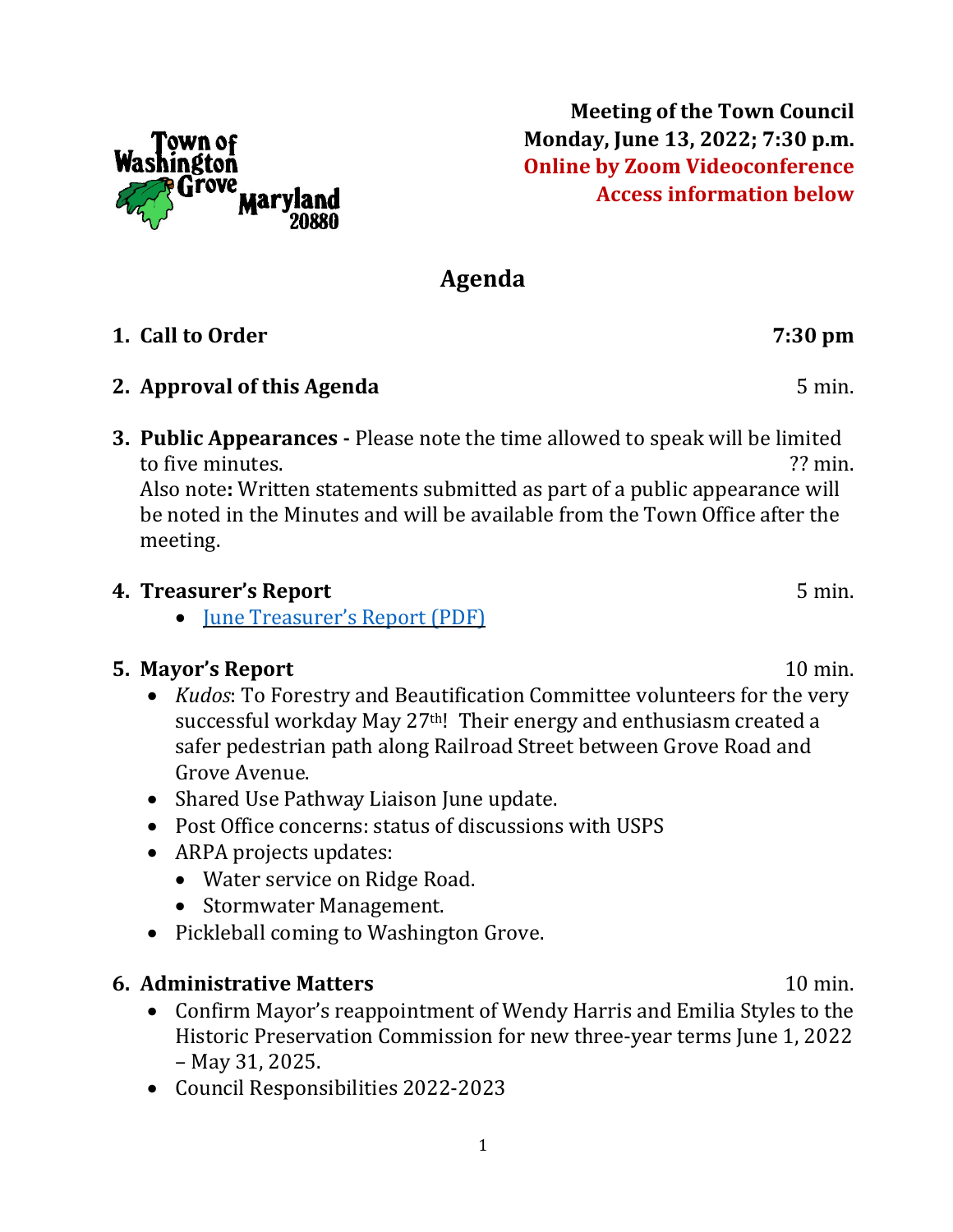Town of Washington Grove Maryland 20880

**Meeting of the Town Council**
**Monday, June 13, 2022; 7:30 p.m.**
**Online by Zoom Videoconference**
**Access information below**

# Agenda

1. **Call to Order** **7:30 pm**

2. **Approval of this Agenda** 5 min.

3. **Public Appearances -** Please note the time allowed to speak will be limited to five minutes. ?? min.
   Also note**:** Written statements submitted as part of a public appearance will be noted in the Minutes and will be available from the Town Office after the meeting.

4. **Treasurer's Report** 5 min.
   - June Treasurer's Report (PDF)

5. **Mayor's Report** 10 min.
   - *Kudos*: To Forestry and Beautification Committee volunteers for the very successful workday May 27th! Their energy and enthusiasm created a safer pedestrian path along Railroad Street between Grove Road and Grove Avenue.
   - Shared Use Pathway Liaison June update.
   - Post Office concerns: status of discussions with USPS
   - ARPA projects updates:
     - Water service on Ridge Road.
     - Stormwater Management.
   - Pickleball coming to Washington Grove.

6. **Administrative Matters** 10 min.
   - Confirm Mayor's reappointment of Wendy Harris and Emilia Styles to the Historic Preservation Commission for new three-year terms June 1, 2022 – May 31, 2025.
   - Council Responsibilities 2022-2023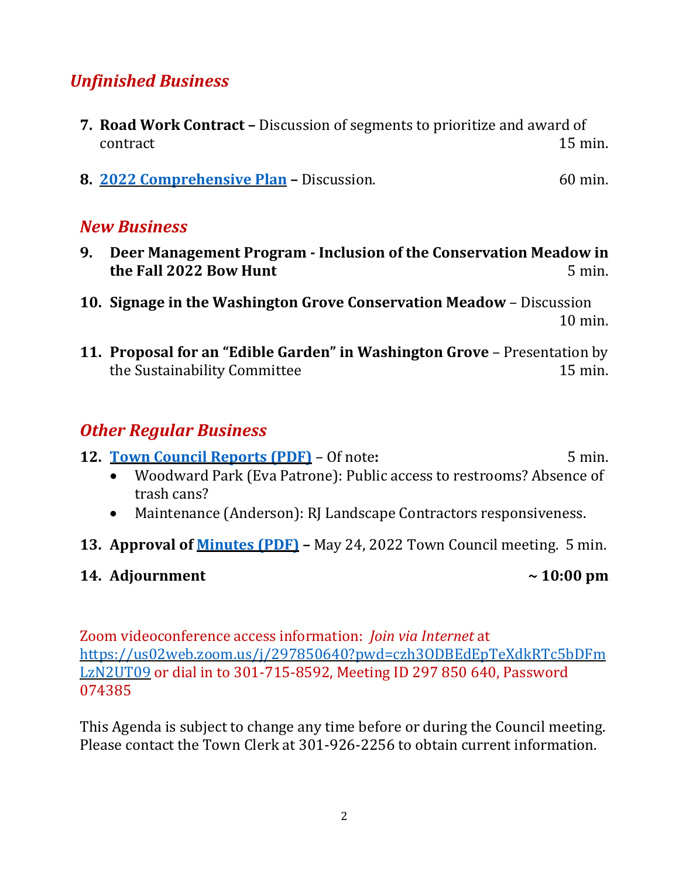## *Unfinished Business*

7. **Road Work Contract –** Discussion of segments to prioritize and award of contract 15 min.

8. **2022 Comprehensive Plan –** Discussion. 60 min.

## *New Business*

9. **Deer Management Program - Inclusion of the Conservation Meadow in the Fall 2022 Bow Hunt** 5 min.

10. **Signage in the Washington Grove Conservation Meadow** – Discussion 10 min.

11. **Proposal for an "Edible Garden" in Washington Grove** – Presentation by the Sustainability Committee 15 min.

## *Other Regular Business*

12. **Town Council Reports (PDF)** – Of note**:** 5 min.
    - Woodward Park (Eva Patrone): Public access to restrooms? Absence of trash cans?
    - Maintenance (Anderson): RJ Landscape Contractors responsiveness.

13. **Approval of Minutes (PDF) –** May 24, 2022 Town Council meeting. 5 min.

14. **Adjournment** **~ 10:00 pm**

Zoom videoconference access information: *Join via Internet* at https://us02web.zoom.us/j/297850640?pwd=czh3ODBEdEpTeXdkRTc5bDFmLzN2UT09 or dial in to 301-715-8592, Meeting ID 297 850 640, Password 074385

This Agenda is subject to change any time before or during the Council meeting. Please contact the Town Clerk at 301-926-2256 to obtain current information.